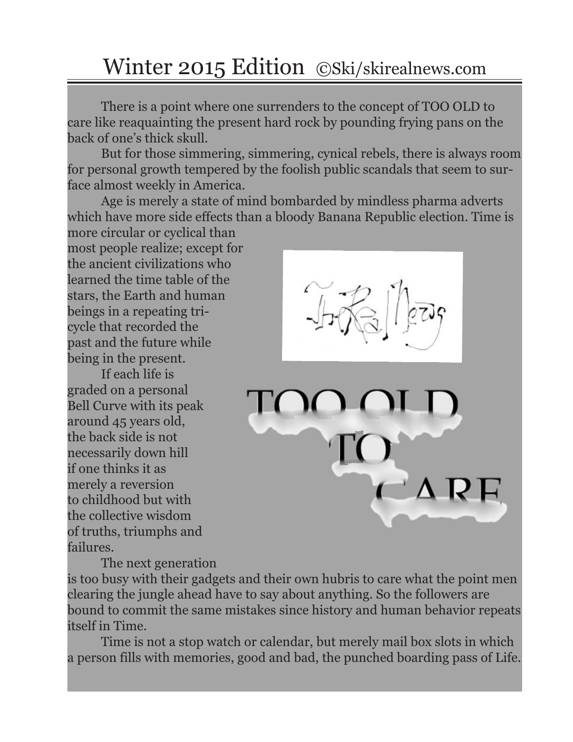# Winter 2015 Edition ©Ski/skirealnews.com

There is a point where one surrenders to the concept of TOO OLD to care like reaquainting the present hard rock by pounding frying pans on the back of one's thick skull.

But for those simmering, simmering, cynical rebels, there is always room for personal growth tempered by the foolish public scandals that seem to surface almost weekly in America.

Age is merely a state of mind bombarded by mindless pharma adverts which have more side effects than a bloody Banana Republic election. Time is more circular or cyclical than most people realize; except for the ancient civilizations who learned the time table of the stars, the Earth and human beings in a repeating tri-cycle that recorded the past and the future while being in the present.

## TOO OLD TO CARE

If each life is graded on a personal Bell Curve with its peak around 45 years old, the back side is not necessarily down hill if one thinks it as merely a reversion to childhood but with the collective wisdom of truths, triumphs and failures.

The next generation is too busy with their gadgets and their own hubris to care what the point men clearing the jungle ahead have to say about anything. So the followers are bound to commit the same mistakes since history and human behavior repeats itself in Time.

Time is not a stop watch or calendar, but merely mail box slots in which a person fills with memories, good and bad, the punched boarding pass of Life.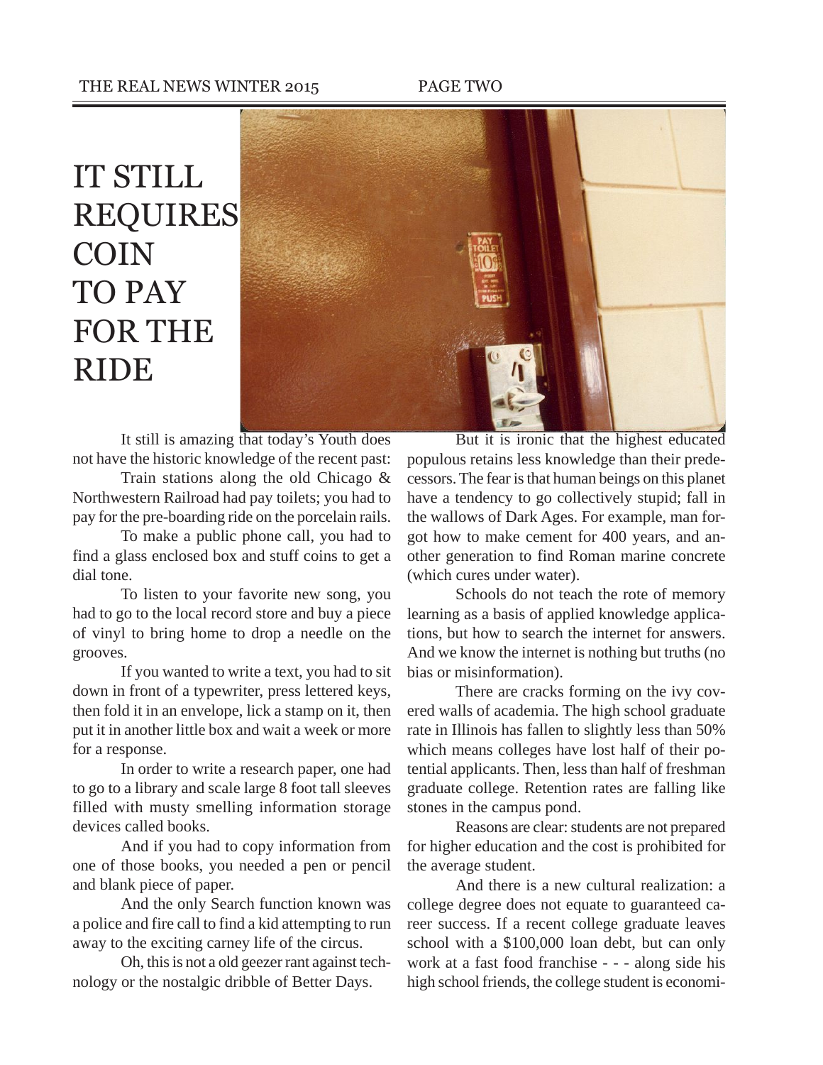# IT STILL REQUIRES COIN TO PAY FOR THE RIDE

It still is amazing that today's Youth does not have the historic knowledge of the recent past:

Train stations along the old Chicago & Northwestern Railroad had pay toilets; you had to pay for the pre-boarding ride on the porcelain rails.

To make a public phone call, you had to find a glass enclosed box and stuff coins to get a dial tone.

To listen to your favorite new song, you had to go to the local record store and buy a piece of vinyl to bring home to drop a needle on the grooves.

If you wanted to write a text, you had to sit down in front of a typewriter, press lettered keys, then fold it in an envelope, lick a stamp on it, then put it in another little box and wait a week or more for a response.

In order to write a research paper, one had to go to a library and scale large 8 foot tall sleeves filled with musty smelling information storage devices called books.

And if you had to copy information from one of those books, you needed a pen or pencil and blank piece of paper.

And the only Search function known was a police and fire call to find a kid attempting to run away to the exciting carney life of the circus.

Oh, this is not a old geezer rant against technology or the nostalgic dribble of Better Days.

But it is ironic that the highest educated populous retains less knowledge than their predecessors. The fear is that human beings on this planet have a tendency to go collectively stupid; fall in the wallows of Dark Ages. For example, man forgot how to make cement for 400 years, and another generation to find Roman marine concrete (which cures under water).

Schools do not teach the rote of memory learning as a basis of applied knowledge applications, but how to search the internet for answers. And we know the internet is nothing but truths (no bias or misinformation).

There are cracks forming on the ivy covered walls of academia. The high school graduate rate in Illinois has fallen to slightly less than 50% which means colleges have lost half of their potential applicants. Then, less than half of freshman graduate college. Retention rates are falling like stones in the campus pond.

Reasons are clear: students are not prepared for higher education and the cost is prohibited for the average student.

And there is a new cultural realization: a college degree does not equate to guaranteed career success. If a recent college graduate leaves school with a $100,000 loan debt, but can only work at a fast food franchise - - - along side his high school friends, the college student is economi-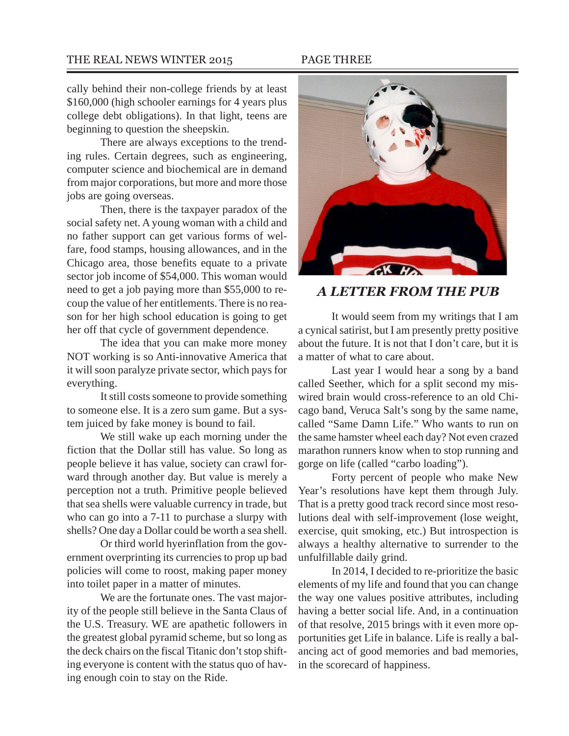cally behind their non-college friends by at least $160,000 (high schooler earnings for 4 years plus college debt obligations). In that light, teens are beginning to question the sheepskin.

There are always exceptions to the trending rules. Certain degrees, such as engineering, computer science and biochemical are in demand from major corporations, but more and more those jobs are going overseas.

Then, there is the taxpayer paradox of the social safety net. A young woman with a child and no father support can get various forms of welfare, food stamps, housing allowances, and in the Chicago area, those benefits equate to a private sector job income of $54,000. This woman would need to get a job paying more than $55,000 to recoup the value of her entitlements. There is no reason for her high school education is going to get her off that cycle of government dependence.

The idea that you can make more money NOT working is so Anti-innovative America that it will soon paralyze private sector, which pays for everything.

It still costs someone to provide something to someone else. It is a zero sum game. But a system juiced by fake money is bound to fail.

We still wake up each morning under the fiction that the Dollar still has value. So long as people believe it has value, society can crawl forward through another day. But value is merely a perception not a truth. Primitive people believed that sea shells were valuable currency in trade, but who can go into a 7-11 to purchase a slurpy with shells? One day a Dollar could be worth a sea shell.

Or third world hyerinflation from the government overprinting its currencies to prop up bad policies will come to roost, making paper money into toilet paper in a matter of minutes.

We are the fortunate ones. The vast majority of the people still believe in the Santa Claus of the U.S. Treasury. WE are apathetic followers in the greatest global pyramid scheme, but so long as the deck chairs on the fiscal Titanic don't stop shifting everyone is content with the status quo of having enough coin to stay on the Ride.

## *A LETTER FROM THE PUB*

It would seem from my writings that I am a cynical satirist, but I am presently pretty positive about the future. It is not that I don't care, but it is a matter of what to care about.

Last year I would hear a song by a band called Seether, which for a split second my miswired brain would cross-reference to an old Chicago band, Veruca Salt's song by the same name, called "Same Damn Life." Who wants to run on the same hamster wheel each day? Not even crazed marathon runners know when to stop running and gorge on life (called "carbo loading").

Forty percent of people who make New Year's resolutions have kept them through July. That is a pretty good track record since most resolutions deal with self-improvement (lose weight, exercise, quit smoking, etc.) But introspection is always a healthy alternative to surrender to the unfulfillable daily grind.

In 2014, I decided to re-prioritize the basic elements of my life and found that you can change the way one values positive attributes, including having a better social life. And, in a continuation of that resolve, 2015 brings with it even more opportunities get Life in balance. Life is really a balancing act of good memories and bad memories, in the scorecard of happiness.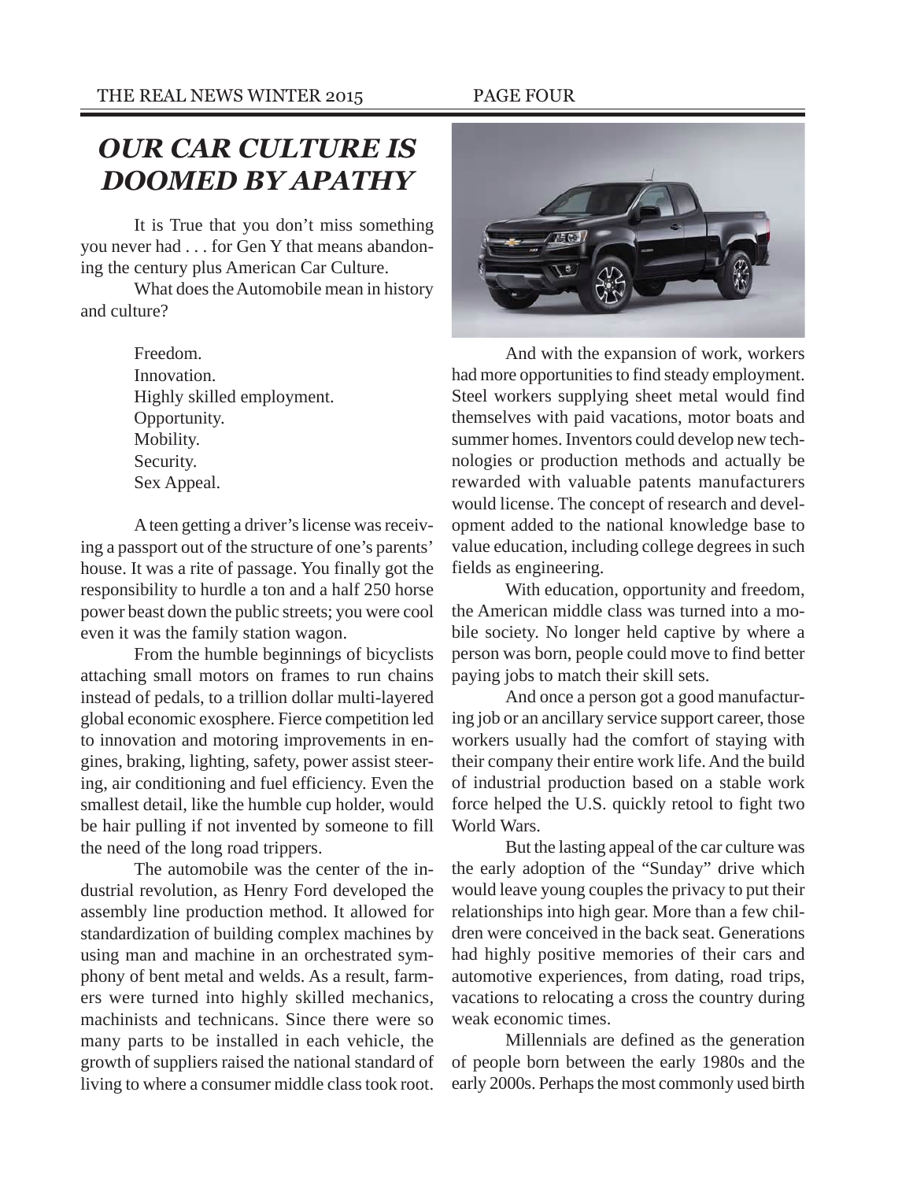## *OUR CAR CULTURE IS DOOMED BY APATHY*

It is True that you don't miss something you never had . . . for Gen Y that means abandoning the century plus American Car Culture.

What does the Automobile mean in history and culture?

Freedom.
Innovation.
Highly skilled employment.
Opportunity.
Mobility.
Security.
Sex Appeal.

A teen getting a driver's license was receiving a passport out of the structure of one's parents' house. It was a rite of passage. You finally got the responsibility to hurdle a ton and a half 250 horse power beast down the public streets; you were cool even it was the family station wagon.

From the humble beginnings of bicyclists attaching small motors on frames to run chains instead of pedals, to a trillion dollar multi-layered global economic exosphere. Fierce competition led to innovation and motoring improvements in engines, braking, lighting, safety, power assist steering, air conditioning and fuel efficiency. Even the smallest detail, like the humble cup holder, would be hair pulling if not invented by someone to fill the need of the long road trippers.

The automobile was the center of the industrial revolution, as Henry Ford developed the assembly line production method. It allowed for standardization of building complex machines by using man and machine in an orchestrated symphony of bent metal and welds. As a result, farmers were turned into highly skilled mechanics, machinists and technicans. Since there were so many parts to be installed in each vehicle, the growth of suppliers raised the national standard of living to where a consumer middle class took root.

And with the expansion of work, workers had more opportunities to find steady employment. Steel workers supplying sheet metal would find themselves with paid vacations, motor boats and summer homes. Inventors could develop new technologies or production methods and actually be rewarded with valuable patents manufacturers would license. The concept of research and development added to the national knowledge base to value education, including college degrees in such fields as engineering.

With education, opportunity and freedom, the American middle class was turned into a mobile society. No longer held captive by where a person was born, people could move to find better paying jobs to match their skill sets.

And once a person got a good manufacturing job or an ancillary service support career, those workers usually had the comfort of staying with their company their entire work life. And the build of industrial production based on a stable work force helped the U.S. quickly retool to fight two World Wars.

But the lasting appeal of the car culture was the early adoption of the "Sunday" drive which would leave young couples the privacy to put their relationships into high gear. More than a few children were conceived in the back seat. Generations had highly positive memories of their cars and automotive experiences, from dating, road trips, vacations to relocating a cross the country during weak economic times.

Millennials are defined as the generation of people born between the early 1980s and the early 2000s. Perhaps the most commonly used birth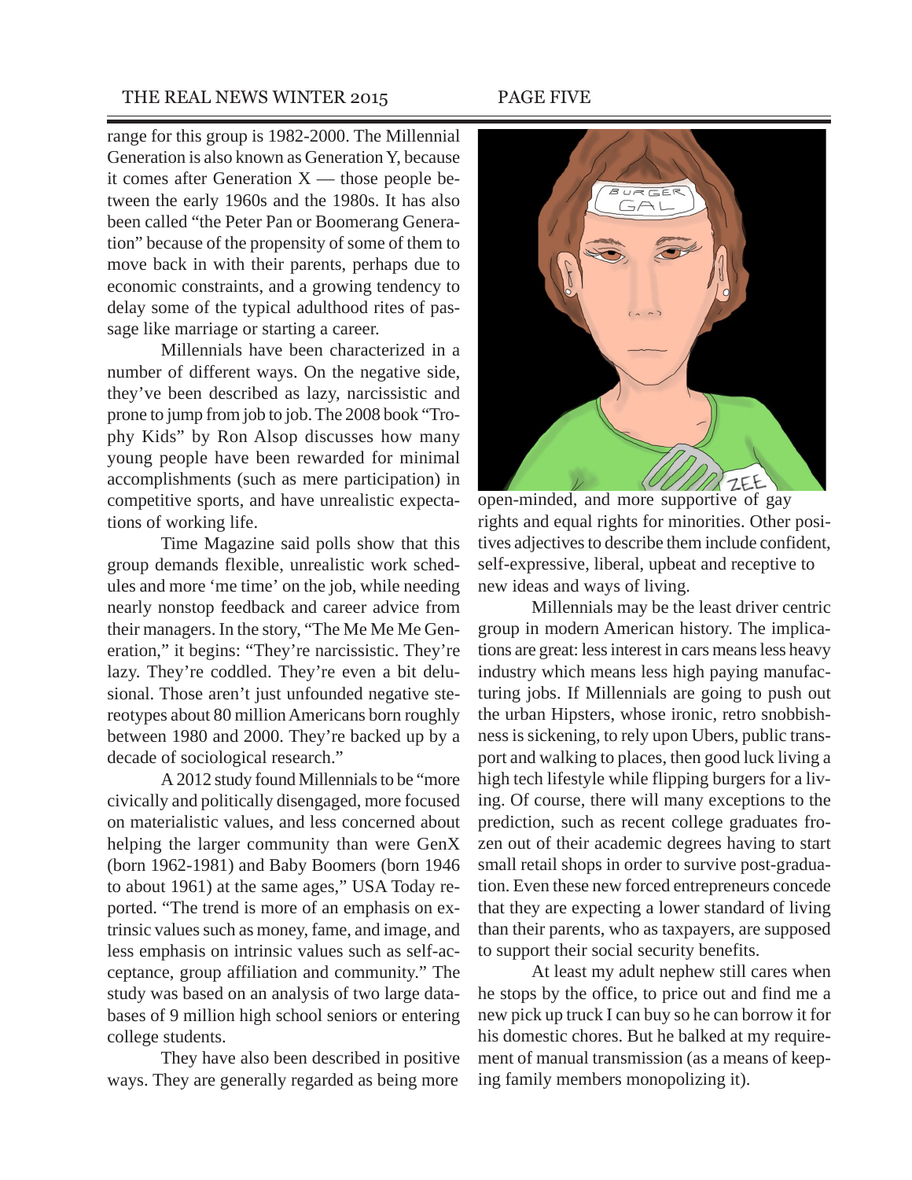range for this group is 1982-2000. The Millennial Generation is also known as Generation Y, because it comes after Generation X — those people between the early 1960s and the 1980s. It has also been called "the Peter Pan or Boomerang Generation" because of the propensity of some of them to move back in with their parents, perhaps due to economic constraints, and a growing tendency to delay some of the typical adulthood rites of passage like marriage or starting a career.

Millennials have been characterized in a number of different ways. On the negative side, they've been described as lazy, narcissistic and prone to jump from job to job. The 2008 book "Trophy Kids" by Ron Alsop discusses how many young people have been rewarded for minimal accomplishments (such as mere participation) in competitive sports, and have unrealistic expectations of working life.

Time Magazine said polls show that this group demands flexible, unrealistic work schedules and more 'me time' on the job, while needing nearly nonstop feedback and career advice from their managers. In the story, "The Me Me Me Generation," it begins: "They're narcissistic. They're lazy. They're coddled. They're even a bit delusional. Those aren't just unfounded negative stereotypes about 80 million Americans born roughly between 1980 and 2000. They're backed up by a decade of sociological research."

A 2012 study found Millennials to be "more civically and politically disengaged, more focused on materialistic values, and less concerned about helping the larger community than were GenX (born 1962-1981) and Baby Boomers (born 1946 to about 1961) at the same ages," USA Today reported. "The trend is more of an emphasis on extrinsic values such as money, fame, and image, and less emphasis on intrinsic values such as self-acceptance, group affiliation and community." The study was based on an analysis of two large databases of 9 million high school seniors or entering college students.

They have also been described in positive ways. They are generally regarded as being more open-minded, and more supportive of gay rights and equal rights for minorities. Other positives adjectives to describe them include confident, self-expressive, liberal, upbeat and receptive to new ideas and ways of living.

Millennials may be the least driver centric group in modern American history. The implications are great: less interest in cars means less heavy industry which means less high paying manufacturing jobs. If Millennials are going to push out the urban Hipsters, whose ironic, retro snobbishness is sickening, to rely upon Ubers, public transport and walking to places, then good luck living a high tech lifestyle while flipping burgers for a living. Of course, there will many exceptions to the prediction, such as recent college graduates frozen out of their academic degrees having to start small retail shops in order to survive post-graduation. Even these new forced entrepreneurs concede that they are expecting a lower standard of living than their parents, who as taxpayers, are supposed to support their social security benefits.

At least my adult nephew still cares when he stops by the office, to price out and find me a new pick up truck I can buy so he can borrow it for his domestic chores. But he balked at my requirement of manual transmission (as a means of keeping family members monopolizing it).